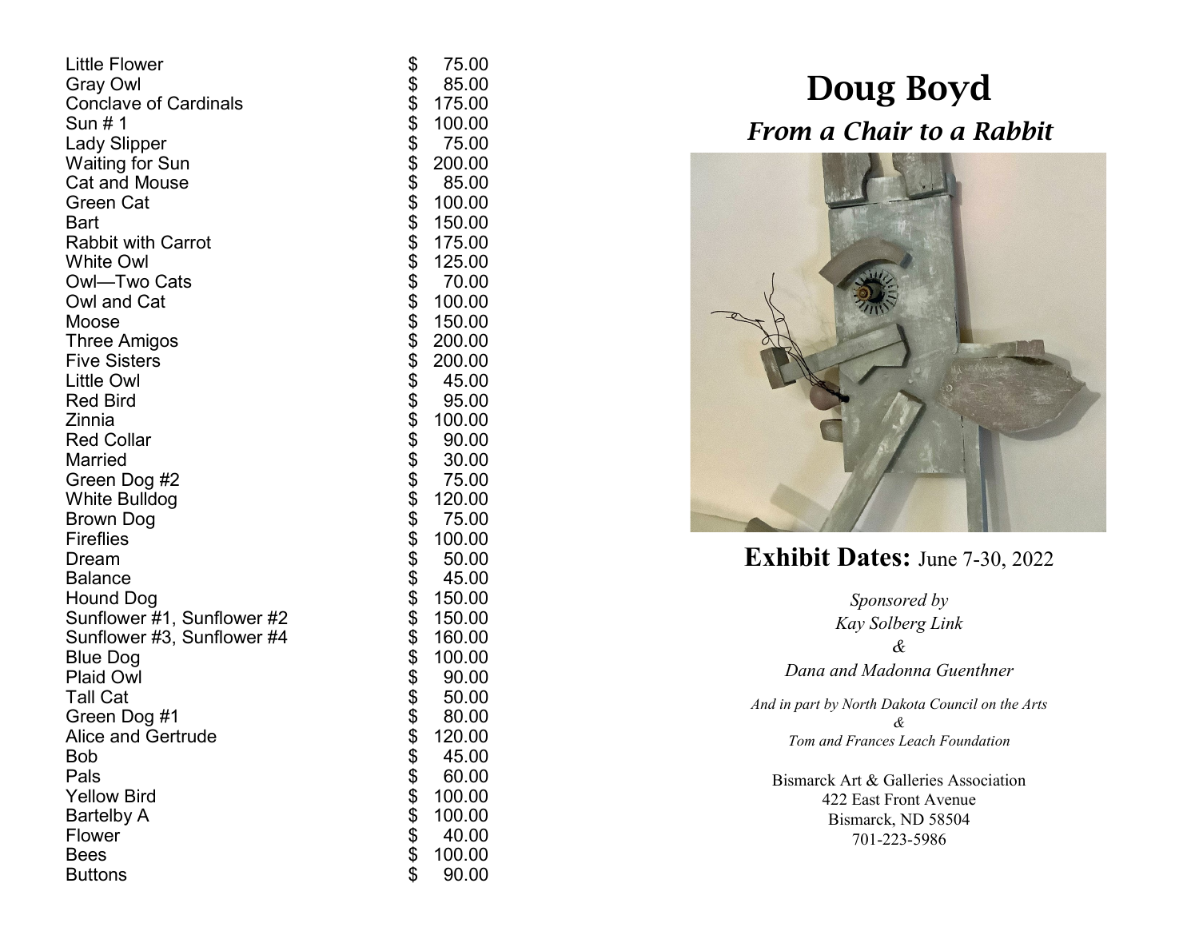| | |
|---|---|
| Little Flower | $ 75.00 |
| Gray Owl | $ 85.00 |
| Conclave of Cardinals | $ 175.00 |
| Sun # 1 | $ 100.00 |
| Lady Slipper | $ 75.00 |
| Waiting for Sun | $ 200.00 |
| Cat and Mouse | $ 85.00 |
| Green Cat | $ 100.00 |
| Bart | $ 150.00 |
| Rabbit with Carrot | $ 175.00 |
| White Owl | $ 125.00 |
| Owl—Two Cats | $ 70.00 |
| Owl and Cat | $ 100.00 |
| Moose | $ 150.00 |
| Three Amigos | $ 200.00 |
| Five Sisters | $ 200.00 |
| Little Owl | $ 45.00 |
| Red Bird | $ 95.00 |
| Zinnia | $ 100.00 |
| Red Collar | $ 90.00 |
| Married | $ 30.00 |
| Green Dog #2 | $ 75.00 |
| White Bulldog | $ 120.00 |
| Brown Dog | $ 75.00 |
| Fireflies | $ 100.00 |
| Dream | $ 50.00 |
| Balance | $ 45.00 |
| Hound Dog | $ 150.00 |
| Sunflower #1, Sunflower #2 | $ 150.00 |
| Sunflower #3, Sunflower #4 | $ 160.00 |
| Blue Dog | $ 100.00 |
| Plaid Owl | $ 90.00 |
| Tall Cat | $ 50.00 |
| Green Dog #1 | $ 80.00 |
| Alice and Gertrude | $ 120.00 |
| Bob | $ 45.00 |
| Pals | $ 60.00 |
| Yellow Bird | $ 100.00 |
| Bartelby A | $ 100.00 |
| Flower | $ 40.00 |
| Bees | $ 100.00 |
| Buttons | $ 90.00 |

# Doug Boyd

## *From a Chair to a Rabbit*

**Exhibit Dates:** June 7-30, 2022

*Sponsored by*

*Kay Solberg Link*

*&*

*Dana and Madonna Guenthner*

*And in part by North Dakota Council on the Arts*

*&*

*Tom and Frances Leach Foundation*

Bismarck Art & Galleries Association
422 East Front Avenue
Bismarck, ND 58504
701-223-5986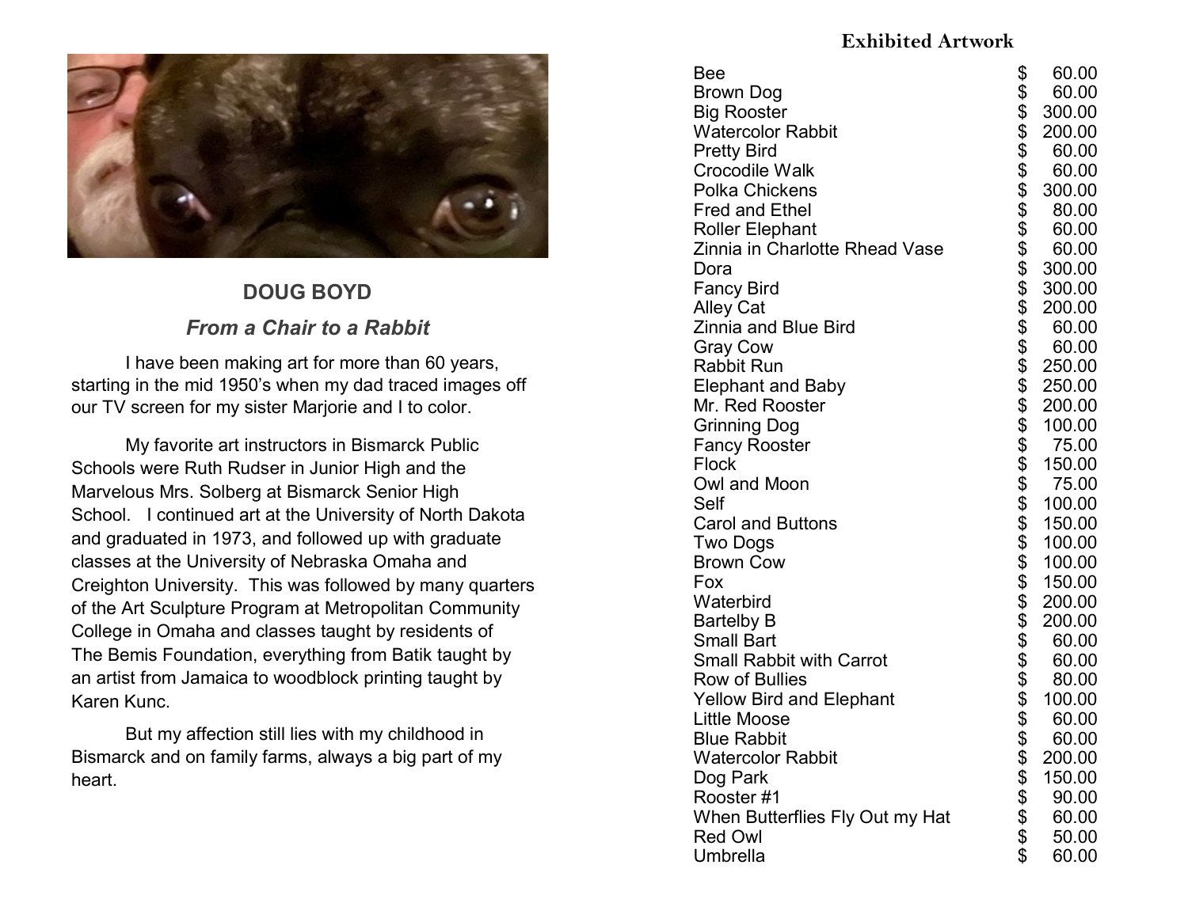## DOUG BOYD

### *From a Chair to a Rabbit*

I have been making art for more than 60 years, starting in the mid 1950's when my dad traced images off our TV screen for my sister Marjorie and I to color.

My favorite art instructors in Bismarck Public Schools were Ruth Rudser in Junior High and the Marvelous Mrs. Solberg at Bismarck Senior High School. I continued art at the University of North Dakota and graduated in 1973, and followed up with graduate classes at the University of Nebraska Omaha and Creighton University. This was followed by many quarters of the Art Sculpture Program at Metropolitan Community College in Omaha and classes taught by residents of The Bemis Foundation, everything from Batik taught by an artist from Jamaica to woodblock printing taught by Karen Kunc.

But my affection still lies with my childhood in Bismarck and on family farms, always a big part of my heart.

## Exhibited Artwork

| | |
|---|---|
| Bee | $ 60.00 |
| Brown Dog | $ 60.00 |
| Big Rooster | $ 300.00 |
| Watercolor Rabbit | $ 200.00 |
| Pretty Bird | $ 60.00 |
| Crocodile Walk | $ 60.00 |
| Polka Chickens | $ 300.00 |
| Fred and Ethel | $ 80.00 |
| Roller Elephant | $ 60.00 |
| Zinnia in Charlotte Rhead Vase | $ 60.00 |
| Dora | $ 300.00 |
| Fancy Bird | $ 300.00 |
| Alley Cat | $ 200.00 |
| Zinnia and Blue Bird | $ 60.00 |
| Gray Cow | $ 60.00 |
| Rabbit Run | $ 250.00 |
| Elephant and Baby | $ 250.00 |
| Mr. Red Rooster | $ 200.00 |
| Grinning Dog | $ 100.00 |
| Fancy Rooster | $ 75.00 |
| Flock | $ 150.00 |
| Owl and Moon | $ 75.00 |
| Self | $ 100.00 |
| Carol and Buttons | $ 150.00 |
| Two Dogs | $ 100.00 |
| Brown Cow | $ 100.00 |
| Fox | $ 150.00 |
| Waterbird | $ 200.00 |
| Bartelby B | $ 200.00 |
| Small Bart | $ 60.00 |
| Small Rabbit with Carrot | $ 60.00 |
| Row of Bullies | $ 80.00 |
| Yellow Bird and Elephant | $ 100.00 |
| Little Moose | $ 60.00 |
| Blue Rabbit | $ 60.00 |
| Watercolor Rabbit | $ 200.00 |
| Dog Park | $ 150.00 |
| Rooster #1 | $ 90.00 |
| When Butterflies Fly Out my Hat | $ 60.00 |
| Red Owl | $ 50.00 |
| Umbrella | $ 60.00 |